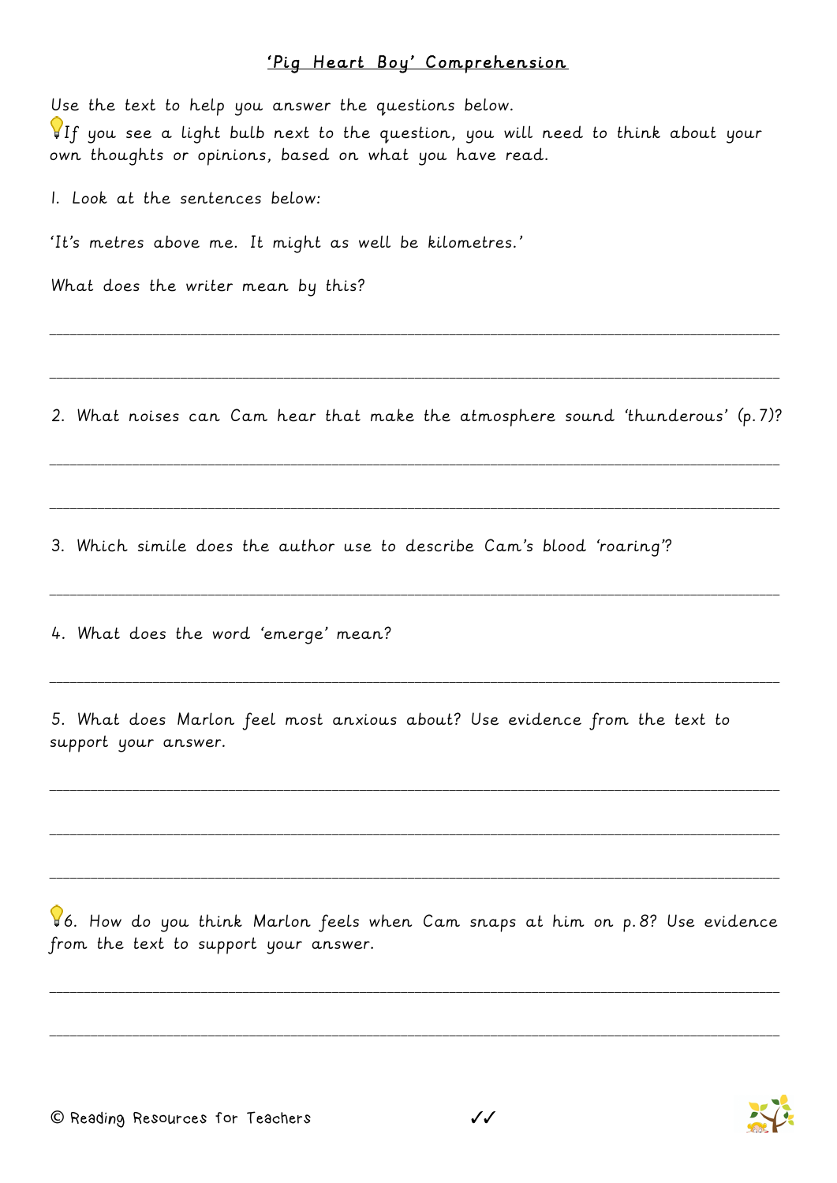# 'Pig Heart Boy' Comprehension

Use the text to help you answer the questions below.

💡If you see a light bulb next to the question, you will need to think about your own thoughts or opinions, based on what you have read.

1. Look at the sentences below:

'It's metres above me. It might as well be kilometres.'

What does the writer mean by this?

______________________________________________________________________________

______________________________________________________________________________

2. What noises can Cam hear that make the atmosphere sound 'thunderous' (p.7)?

______________________________________________________________________________

______________________________________________________________________________

3. Which simile does the author use to describe Cam's blood 'roaring'?

______________________________________________________________________________

4. What does the word 'emerge' mean?

______________________________________________________________________________

5. What does Marlon feel most anxious about? Use evidence from the text to support your answer.

______________________________________________________________________________

______________________________________________________________________________

______________________________________________________________________________

💡6. How do you think Marlon feels when Cam snaps at him on p.8? Use evidence from the text to support your answer.

______________________________________________________________________________

______________________________________________________________________________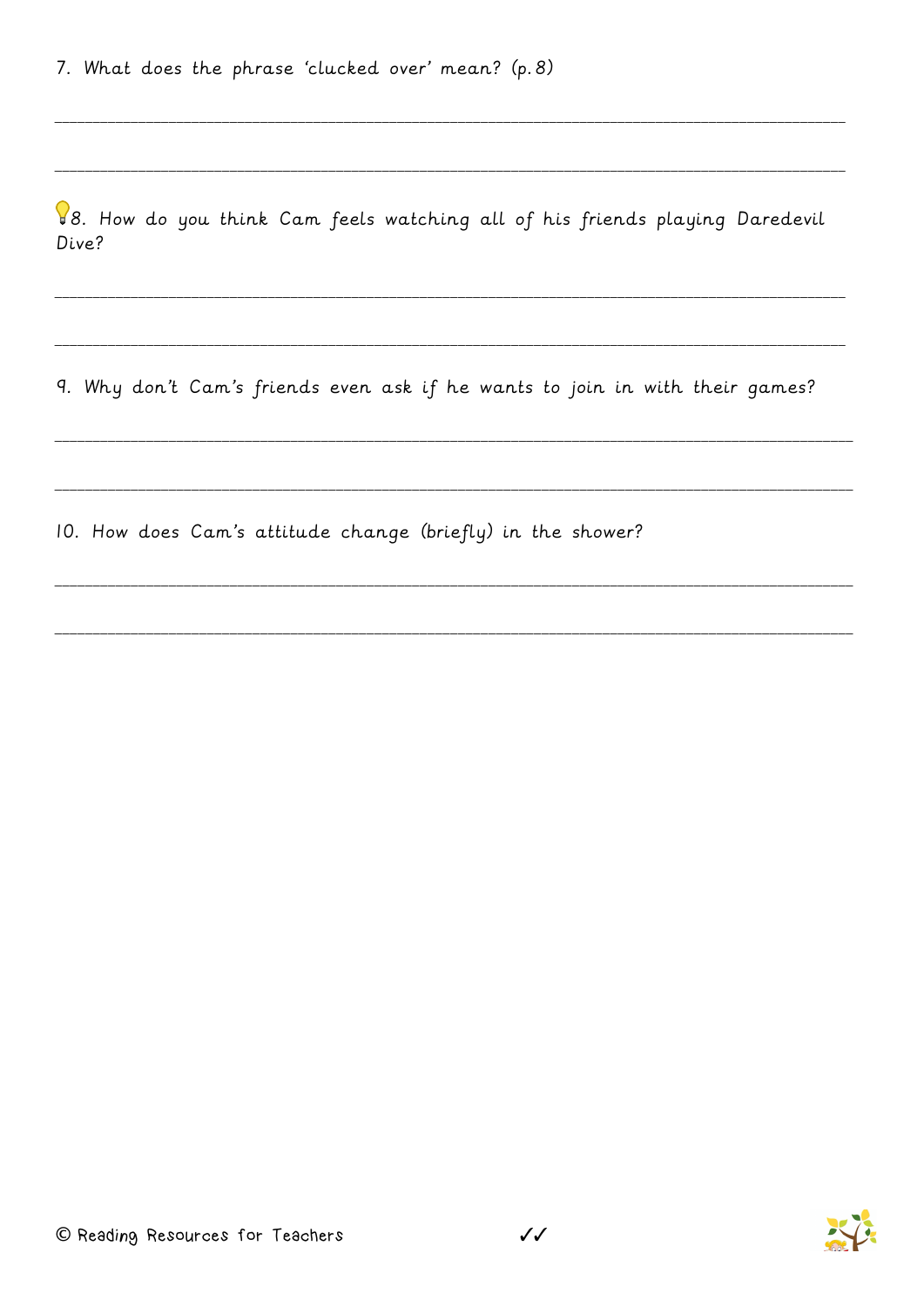7. What does the phrase 'clucked over' mean? (p.8)

_______________________________________________________________________________

_______________________________________________________________________________

8. How do you think Cam feels watching all of his friends playing Daredevil Dive?

_______________________________________________________________________________

_______________________________________________________________________________

9. Why don't Cam's friends even ask if he wants to join in with their games?

_______________________________________________________________________________

_______________________________________________________________________________

10. How does Cam's attitude change (briefly) in the shower?

_______________________________________________________________________________

_______________________________________________________________________________